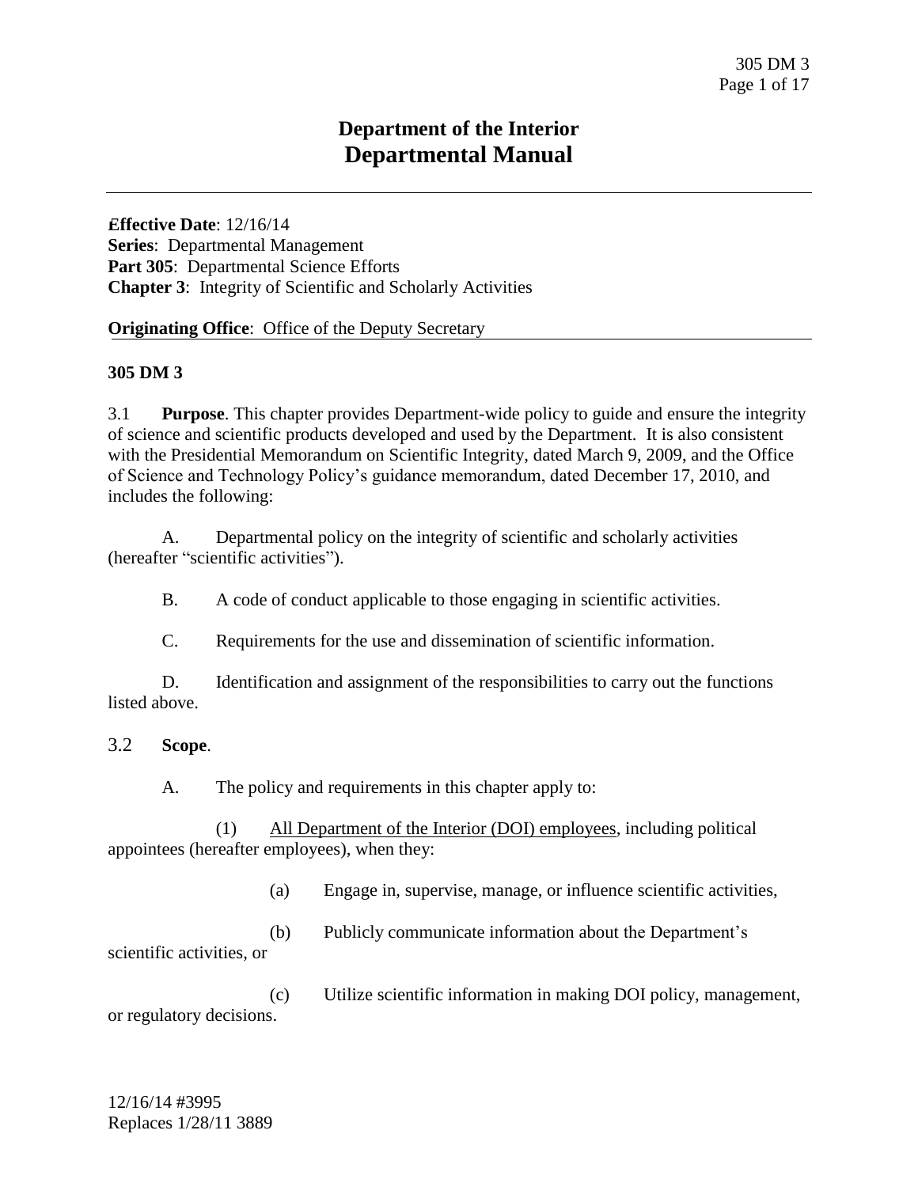# Department of the Interior
# Departmental Manual

**Effective Date**: 12/16/14
**Series**: Departmental Management
**Part 305**: Departmental Science Efforts
**Chapter 3**: Integrity of Scientific and Scholarly Activities

**Originating Office**: Office of the Deputy Secretary

**305 DM 3**

3.1 **Purpose**. This chapter provides Department-wide policy to guide and ensure the integrity of science and scientific products developed and used by the Department. It is also consistent with the Presidential Memorandum on Scientific Integrity, dated March 9, 2009, and the Office of Science and Technology Policy's guidance memorandum, dated December 17, 2010, and includes the following:

A. Departmental policy on the integrity of scientific and scholarly activities (hereafter "scientific activities").

B. A code of conduct applicable to those engaging in scientific activities.

C. Requirements for the use and dissemination of scientific information.

D. Identification and assignment of the responsibilities to carry out the functions listed above.

3.2 **Scope**.

A. The policy and requirements in this chapter apply to:

(1) All Department of the Interior (DOI) employees, including political appointees (hereafter employees), when they:

(a) Engage in, supervise, manage, or influence scientific activities,

(b) Publicly communicate information about the Department's scientific activities, or

(c) Utilize scientific information in making DOI policy, management, or regulatory decisions.

12/16/14 #3995
Replaces 1/28/11 3889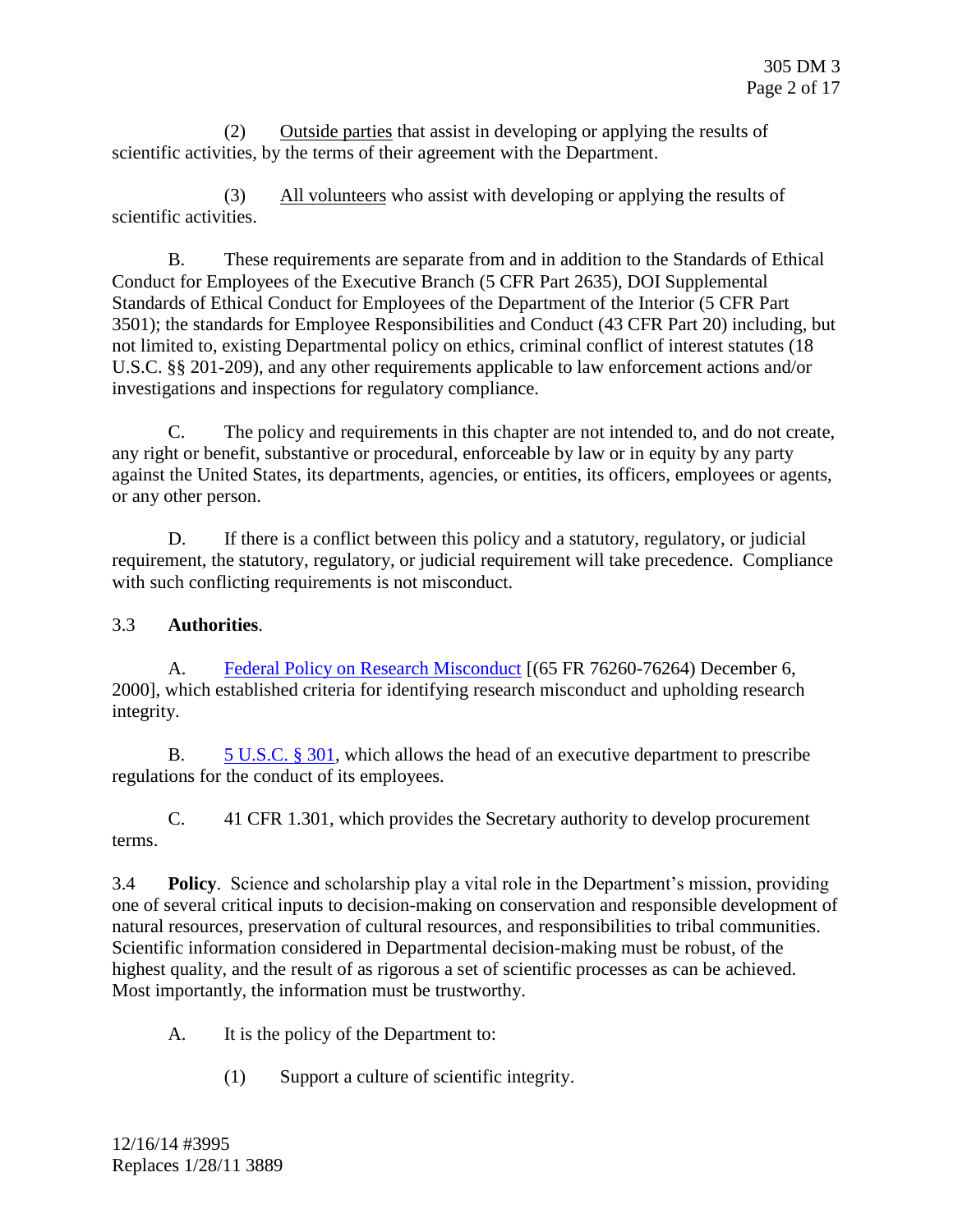(2) <u>Outside parties</u> that assist in developing or applying the results of scientific activities, by the terms of their agreement with the Department.

(3) <u>All volunteers</u> who assist with developing or applying the results of scientific activities.

B. These requirements are separate from and in addition to the Standards of Ethical Conduct for Employees of the Executive Branch (5 CFR Part 2635), DOI Supplemental Standards of Ethical Conduct for Employees of the Department of the Interior (5 CFR Part 3501); the standards for Employee Responsibilities and Conduct (43 CFR Part 20) including, but not limited to, existing Departmental policy on ethics, criminal conflict of interest statutes (18 U.S.C. §§ 201-209), and any other requirements applicable to law enforcement actions and/or investigations and inspections for regulatory compliance.

C. The policy and requirements in this chapter are not intended to, and do not create, any right or benefit, substantive or procedural, enforceable by law or in equity by any party against the United States, its departments, agencies, or entities, its officers, employees or agents, or any other person.

D. If there is a conflict between this policy and a statutory, regulatory, or judicial requirement, the statutory, regulatory, or judicial requirement will take precedence. Compliance with such conflicting requirements is not misconduct.

3.3 **Authorities**.

A. Federal Policy on Research Misconduct [(65 FR 76260-76264) December 6, 2000], which established criteria for identifying research misconduct and upholding research integrity.

B. 5 U.S.C. § 301, which allows the head of an executive department to prescribe regulations for the conduct of its employees.

C. 41 CFR 1.301, which provides the Secretary authority to develop procurement terms.

3.4 **Policy**. Science and scholarship play a vital role in the Department's mission, providing one of several critical inputs to decision-making on conservation and responsible development of natural resources, preservation of cultural resources, and responsibilities to tribal communities. Scientific information considered in Departmental decision-making must be robust, of the highest quality, and the result of as rigorous a set of scientific processes as can be achieved. Most importantly, the information must be trustworthy.

A. It is the policy of the Department to:

(1) Support a culture of scientific integrity.

12/16/14 #3995
Replaces 1/28/11 3889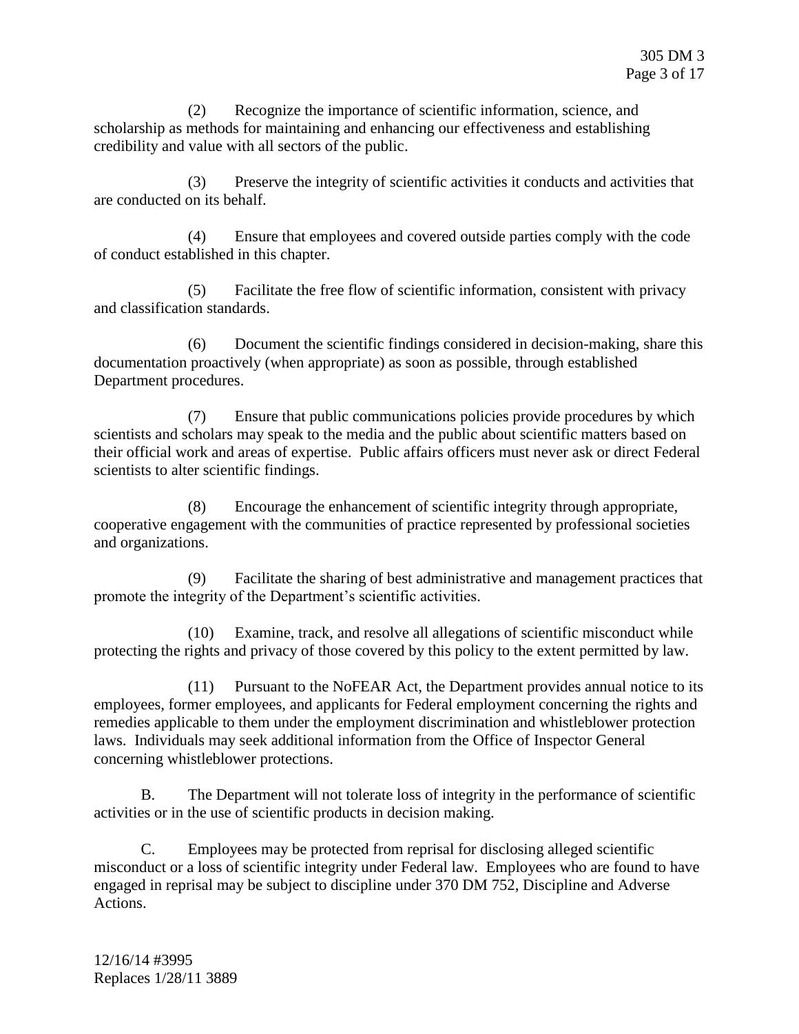(2) Recognize the importance of scientific information, science, and scholarship as methods for maintaining and enhancing our effectiveness and establishing credibility and value with all sectors of the public.

(3) Preserve the integrity of scientific activities it conducts and activities that are conducted on its behalf.

(4) Ensure that employees and covered outside parties comply with the code of conduct established in this chapter.

(5) Facilitate the free flow of scientific information, consistent with privacy and classification standards.

(6) Document the scientific findings considered in decision-making, share this documentation proactively (when appropriate) as soon as possible, through established Department procedures.

(7) Ensure that public communications policies provide procedures by which scientists and scholars may speak to the media and the public about scientific matters based on their official work and areas of expertise. Public affairs officers must never ask or direct Federal scientists to alter scientific findings.

(8) Encourage the enhancement of scientific integrity through appropriate, cooperative engagement with the communities of practice represented by professional societies and organizations.

(9) Facilitate the sharing of best administrative and management practices that promote the integrity of the Department's scientific activities.

(10) Examine, track, and resolve all allegations of scientific misconduct while protecting the rights and privacy of those covered by this policy to the extent permitted by law.

(11) Pursuant to the NoFEAR Act, the Department provides annual notice to its employees, former employees, and applicants for Federal employment concerning the rights and remedies applicable to them under the employment discrimination and whistleblower protection laws. Individuals may seek additional information from the Office of Inspector General concerning whistleblower protections.

B. The Department will not tolerate loss of integrity in the performance of scientific activities or in the use of scientific products in decision making.

C. Employees may be protected from reprisal for disclosing alleged scientific misconduct or a loss of scientific integrity under Federal law. Employees who are found to have engaged in reprisal may be subject to discipline under 370 DM 752, Discipline and Adverse Actions.

12/16/14 #3995
Replaces 1/28/11 3889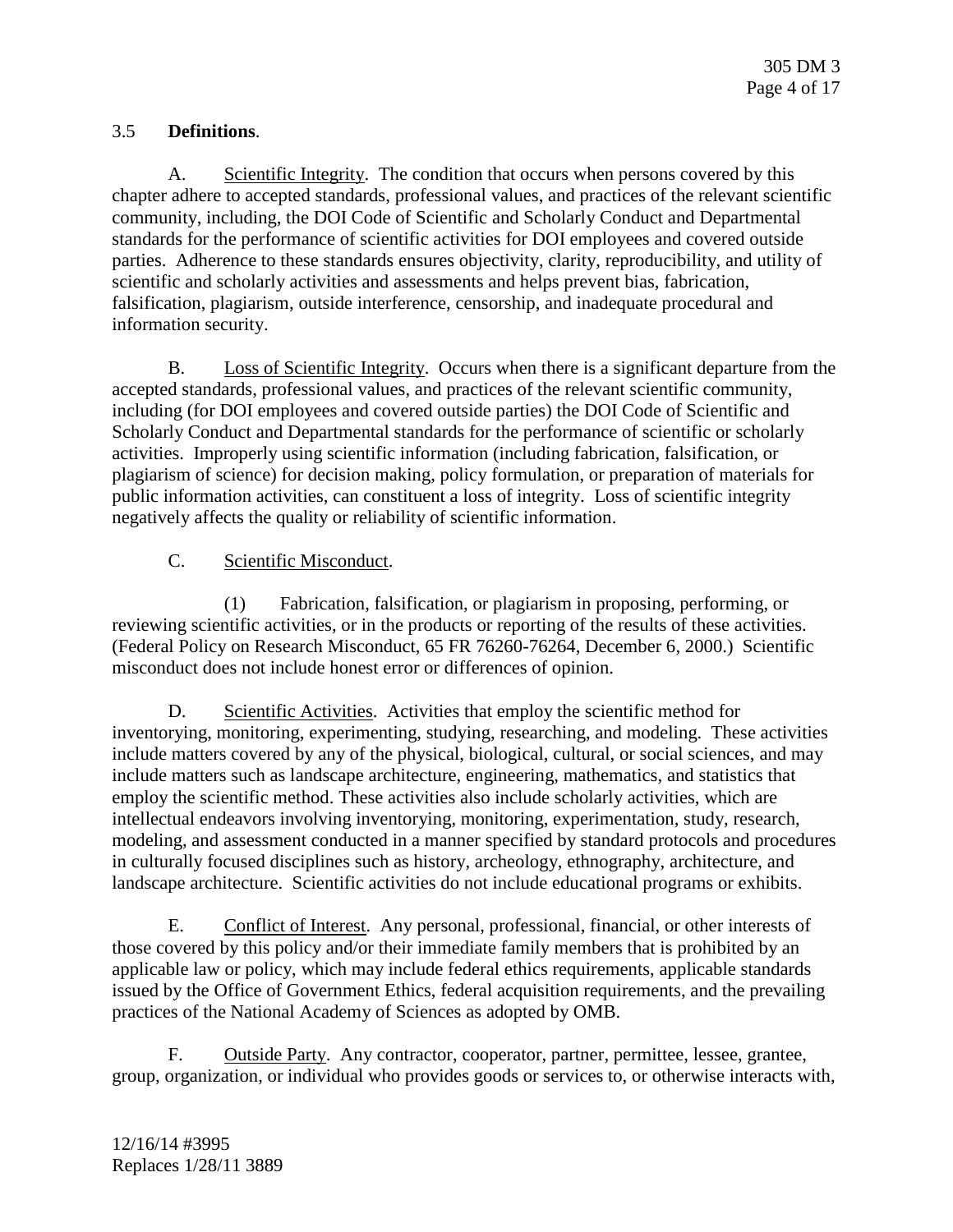### 3.5 **Definitions**.

A. Scientific Integrity. The condition that occurs when persons covered by this chapter adhere to accepted standards, professional values, and practices of the relevant scientific community, including, the DOI Code of Scientific and Scholarly Conduct and Departmental standards for the performance of scientific activities for DOI employees and covered outside parties. Adherence to these standards ensures objectivity, clarity, reproducibility, and utility of scientific and scholarly activities and assessments and helps prevent bias, fabrication, falsification, plagiarism, outside interference, censorship, and inadequate procedural and information security.

B. Loss of Scientific Integrity. Occurs when there is a significant departure from the accepted standards, professional values, and practices of the relevant scientific community, including (for DOI employees and covered outside parties) the DOI Code of Scientific and Scholarly Conduct and Departmental standards for the performance of scientific or scholarly activities. Improperly using scientific information (including fabrication, falsification, or plagiarism of science) for decision making, policy formulation, or preparation of materials for public information activities, can constituent a loss of integrity. Loss of scientific integrity negatively affects the quality or reliability of scientific information.

C. Scientific Misconduct.

(1) Fabrication, falsification, or plagiarism in proposing, performing, or reviewing scientific activities, or in the products or reporting of the results of these activities. (Federal Policy on Research Misconduct, 65 FR 76260-76264, December 6, 2000.) Scientific misconduct does not include honest error or differences of opinion.

D. Scientific Activities. Activities that employ the scientific method for inventorying, monitoring, experimenting, studying, researching, and modeling. These activities include matters covered by any of the physical, biological, cultural, or social sciences, and may include matters such as landscape architecture, engineering, mathematics, and statistics that employ the scientific method. These activities also include scholarly activities, which are intellectual endeavors involving inventorying, monitoring, experimentation, study, research, modeling, and assessment conducted in a manner specified by standard protocols and procedures in culturally focused disciplines such as history, archeology, ethnography, architecture, and landscape architecture. Scientific activities do not include educational programs or exhibits.

E. Conflict of Interest. Any personal, professional, financial, or other interests of those covered by this policy and/or their immediate family members that is prohibited by an applicable law or policy, which may include federal ethics requirements, applicable standards issued by the Office of Government Ethics, federal acquisition requirements, and the prevailing practices of the National Academy of Sciences as adopted by OMB.

F. Outside Party. Any contractor, cooperator, partner, permittee, lessee, grantee, group, organization, or individual who provides goods or services to, or otherwise interacts with,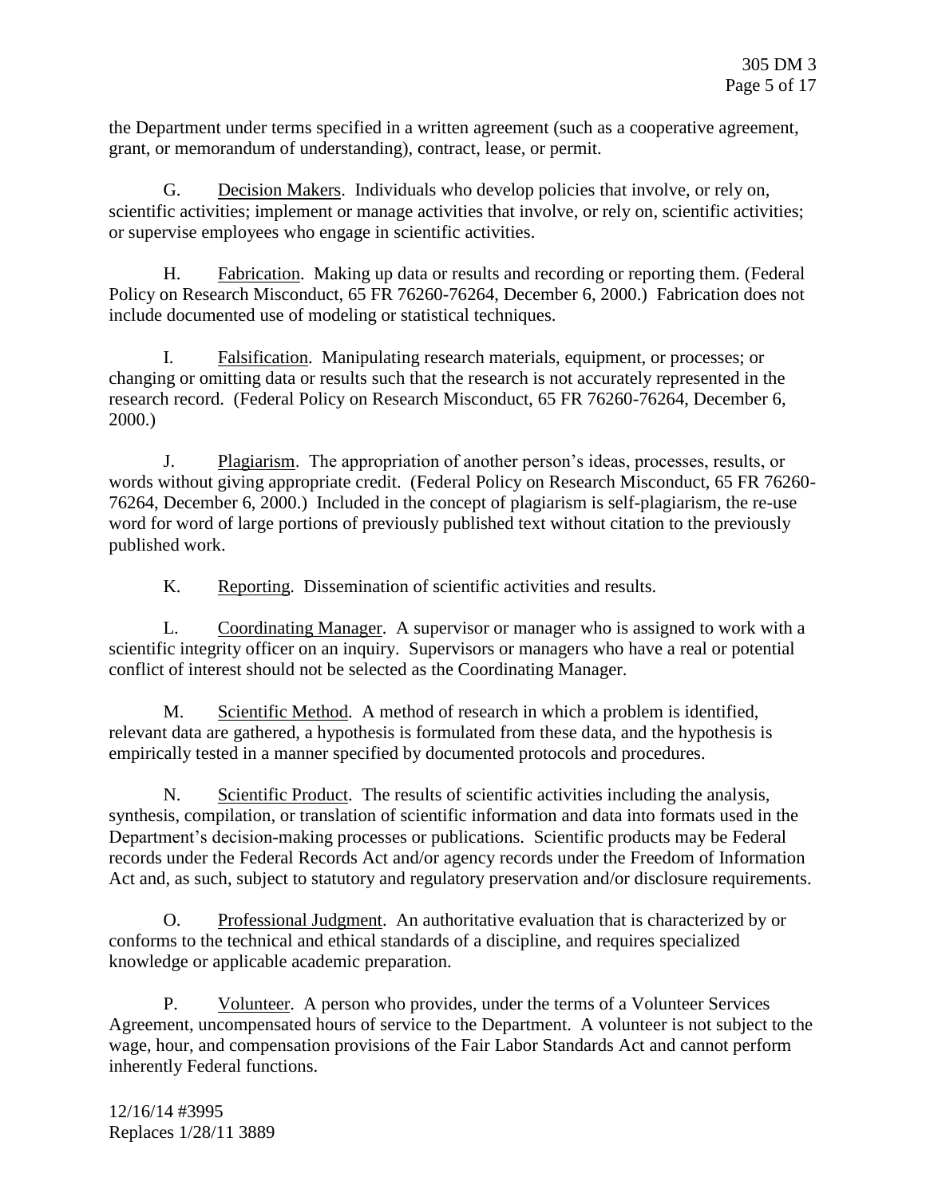the Department under terms specified in a written agreement (such as a cooperative agreement, grant, or memorandum of understanding), contract, lease, or permit.

G. Decision Makers. Individuals who develop policies that involve, or rely on, scientific activities; implement or manage activities that involve, or rely on, scientific activities; or supervise employees who engage in scientific activities.

H. Fabrication. Making up data or results and recording or reporting them. (Federal Policy on Research Misconduct, 65 FR 76260-76264, December 6, 2000.) Fabrication does not include documented use of modeling or statistical techniques.

I. Falsification. Manipulating research materials, equipment, or processes; or changing or omitting data or results such that the research is not accurately represented in the research record. (Federal Policy on Research Misconduct, 65 FR 76260-76264, December 6, 2000.)

J. Plagiarism. The appropriation of another person's ideas, processes, results, or words without giving appropriate credit. (Federal Policy on Research Misconduct, 65 FR 76260-76264, December 6, 2000.) Included in the concept of plagiarism is self-plagiarism, the re-use word for word of large portions of previously published text without citation to the previously published work.

K. Reporting. Dissemination of scientific activities and results.

L. Coordinating Manager. A supervisor or manager who is assigned to work with a scientific integrity officer on an inquiry. Supervisors or managers who have a real or potential conflict of interest should not be selected as the Coordinating Manager.

M. Scientific Method. A method of research in which a problem is identified, relevant data are gathered, a hypothesis is formulated from these data, and the hypothesis is empirically tested in a manner specified by documented protocols and procedures.

N. Scientific Product. The results of scientific activities including the analysis, synthesis, compilation, or translation of scientific information and data into formats used in the Department's decision-making processes or publications. Scientific products may be Federal records under the Federal Records Act and/or agency records under the Freedom of Information Act and, as such, subject to statutory and regulatory preservation and/or disclosure requirements.

O. Professional Judgment. An authoritative evaluation that is characterized by or conforms to the technical and ethical standards of a discipline, and requires specialized knowledge or applicable academic preparation.

P. Volunteer. A person who provides, under the terms of a Volunteer Services Agreement, uncompensated hours of service to the Department. A volunteer is not subject to the wage, hour, and compensation provisions of the Fair Labor Standards Act and cannot perform inherently Federal functions.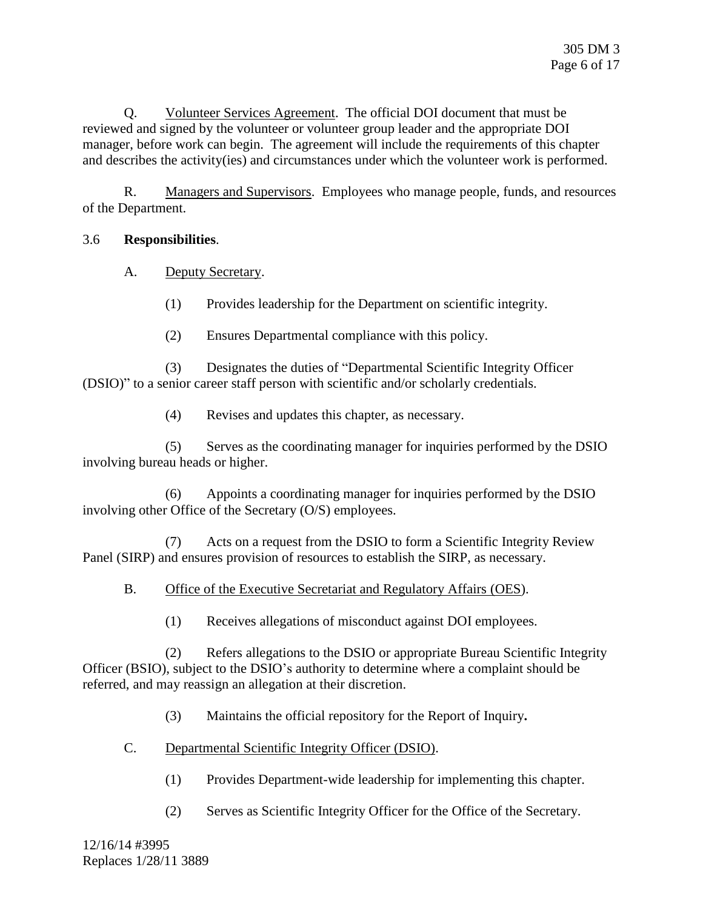Q. <u>Volunteer Services Agreement</u>. The official DOI document that must be reviewed and signed by the volunteer or volunteer group leader and the appropriate DOI manager, before work can begin. The agreement will include the requirements of this chapter and describes the activity(ies) and circumstances under which the volunteer work is performed.

R. <u>Managers and Supervisors</u>. Employees who manage people, funds, and resources of the Department.

3.6 **Responsibilities**.

A. <u>Deputy Secretary</u>.

(1) Provides leadership for the Department on scientific integrity.

(2) Ensures Departmental compliance with this policy.

(3) Designates the duties of "Departmental Scientific Integrity Officer (DSIO)" to a senior career staff person with scientific and/or scholarly credentials.

(4) Revises and updates this chapter, as necessary.

(5) Serves as the coordinating manager for inquiries performed by the DSIO involving bureau heads or higher.

(6) Appoints a coordinating manager for inquiries performed by the DSIO involving other Office of the Secretary (O/S) employees.

(7) Acts on a request from the DSIO to form a Scientific Integrity Review Panel (SIRP) and ensures provision of resources to establish the SIRP, as necessary.

B. <u>Office of the Executive Secretariat and Regulatory Affairs (OES)</u>.

(1) Receives allegations of misconduct against DOI employees.

(2) Refers allegations to the DSIO or appropriate Bureau Scientific Integrity Officer (BSIO), subject to the DSIO's authority to determine where a complaint should be referred, and may reassign an allegation at their discretion.

(3) Maintains the official repository for the Report of Inquiry**.**

C. <u>Departmental Scientific Integrity Officer (DSIO)</u>.

(1) Provides Department-wide leadership for implementing this chapter.

(2) Serves as Scientific Integrity Officer for the Office of the Secretary.

12/16/14 #3995
Replaces 1/28/11 3889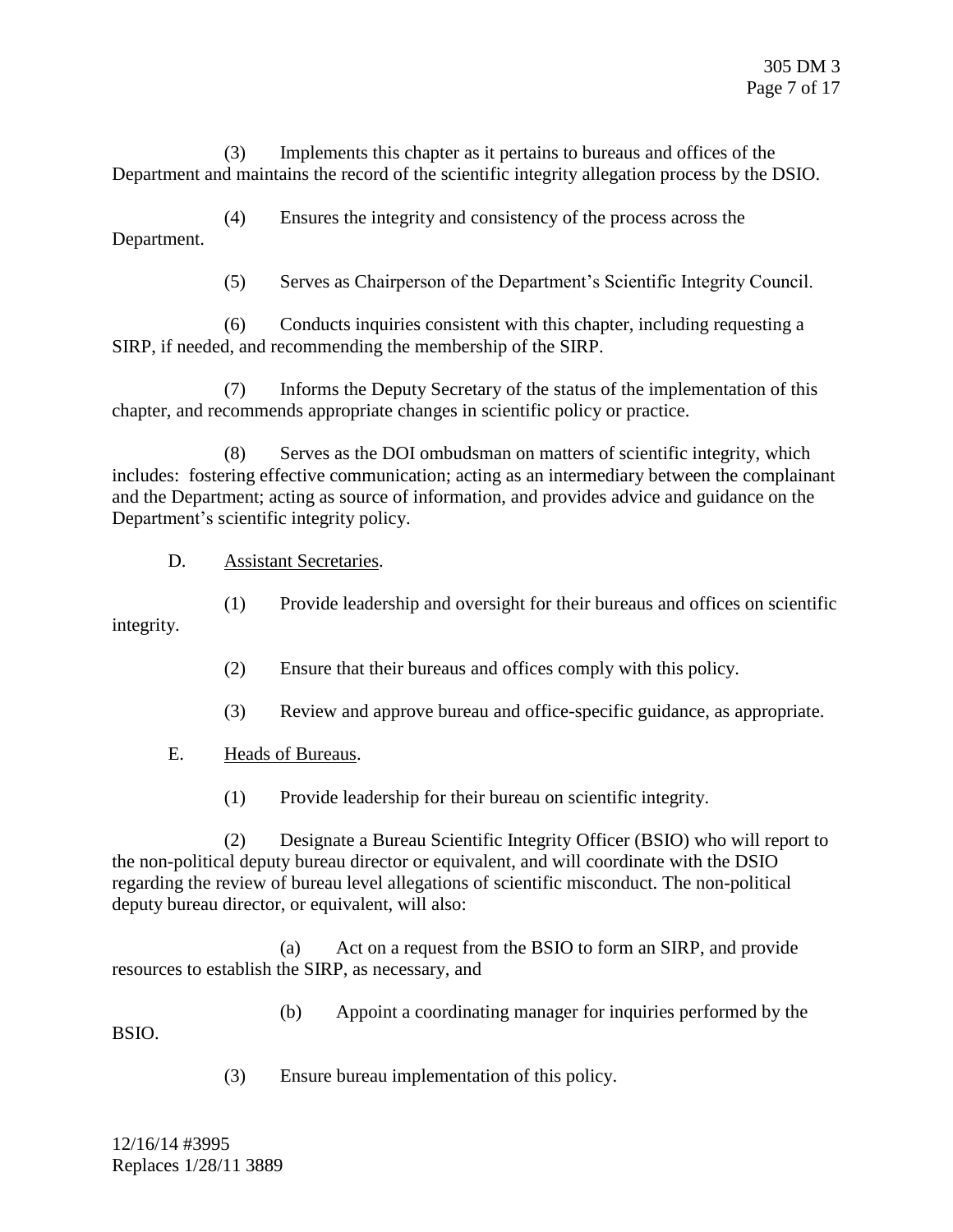(3) Implements this chapter as it pertains to bureaus and offices of the Department and maintains the record of the scientific integrity allegation process by the DSIO.

(4) Ensures the integrity and consistency of the process across the Department.

(5) Serves as Chairperson of the Department's Scientific Integrity Council.

(6) Conducts inquiries consistent with this chapter, including requesting a SIRP, if needed, and recommending the membership of the SIRP.

(7) Informs the Deputy Secretary of the status of the implementation of this chapter, and recommends appropriate changes in scientific policy or practice.

(8) Serves as the DOI ombudsman on matters of scientific integrity, which includes: fostering effective communication; acting as an intermediary between the complainant and the Department; acting as source of information, and provides advice and guidance on the Department's scientific integrity policy.

D. Assistant Secretaries.

(1) Provide leadership and oversight for their bureaus and offices on scientific integrity.

(2) Ensure that their bureaus and offices comply with this policy.

(3) Review and approve bureau and office-specific guidance, as appropriate.

E. Heads of Bureaus.

(1) Provide leadership for their bureau on scientific integrity.

(2) Designate a Bureau Scientific Integrity Officer (BSIO) who will report to the non-political deputy bureau director or equivalent, and will coordinate with the DSIO regarding the review of bureau level allegations of scientific misconduct. The non-political deputy bureau director, or equivalent, will also:

(a) Act on a request from the BSIO to form an SIRP, and provide resources to establish the SIRP, as necessary, and

(b) Appoint a coordinating manager for inquiries performed by the BSIO.

(3) Ensure bureau implementation of this policy.

12/16/14 #3995
Replaces 1/28/11 3889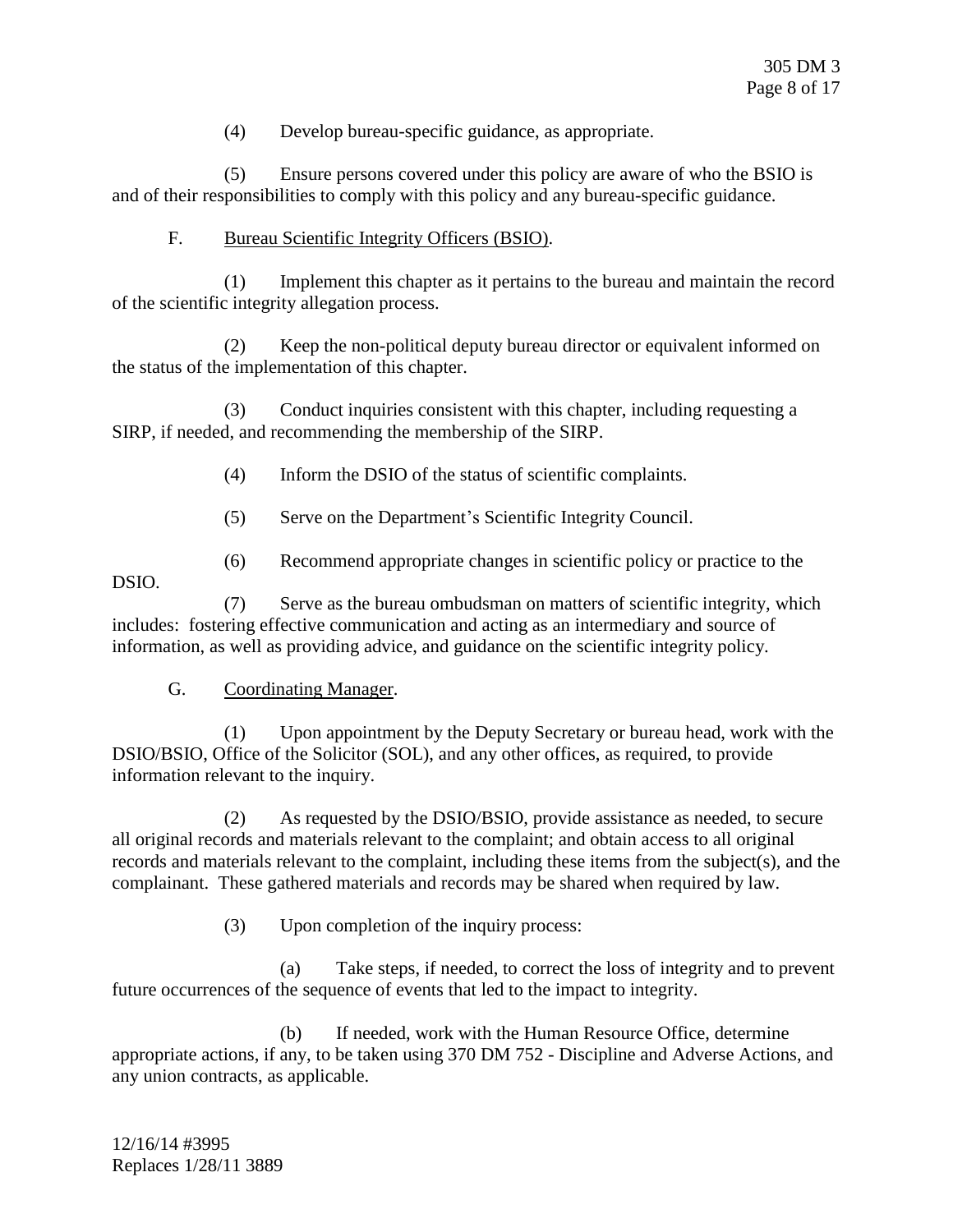(4) Develop bureau-specific guidance, as appropriate.

(5) Ensure persons covered under this policy are aware of who the BSIO is and of their responsibilities to comply with this policy and any bureau-specific guidance.

F. Bureau Scientific Integrity Officers (BSIO).

(1) Implement this chapter as it pertains to the bureau and maintain the record of the scientific integrity allegation process.

(2) Keep the non-political deputy bureau director or equivalent informed on the status of the implementation of this chapter.

(3) Conduct inquiries consistent with this chapter, including requesting a SIRP, if needed, and recommending the membership of the SIRP.

(4) Inform the DSIO of the status of scientific complaints.

(5) Serve on the Department's Scientific Integrity Council.

(6) Recommend appropriate changes in scientific policy or practice to the DSIO.

(7) Serve as the bureau ombudsman on matters of scientific integrity, which includes: fostering effective communication and acting as an intermediary and source of information, as well as providing advice, and guidance on the scientific integrity policy.

G. Coordinating Manager.

(1) Upon appointment by the Deputy Secretary or bureau head, work with the DSIO/BSIO, Office of the Solicitor (SOL), and any other offices, as required, to provide information relevant to the inquiry.

(2) As requested by the DSIO/BSIO, provide assistance as needed, to secure all original records and materials relevant to the complaint; and obtain access to all original records and materials relevant to the complaint, including these items from the subject(s), and the complainant. These gathered materials and records may be shared when required by law.

(3) Upon completion of the inquiry process:

(a) Take steps, if needed, to correct the loss of integrity and to prevent future occurrences of the sequence of events that led to the impact to integrity.

(b) If needed, work with the Human Resource Office, determine appropriate actions, if any, to be taken using 370 DM 752 - Discipline and Adverse Actions, and any union contracts, as applicable.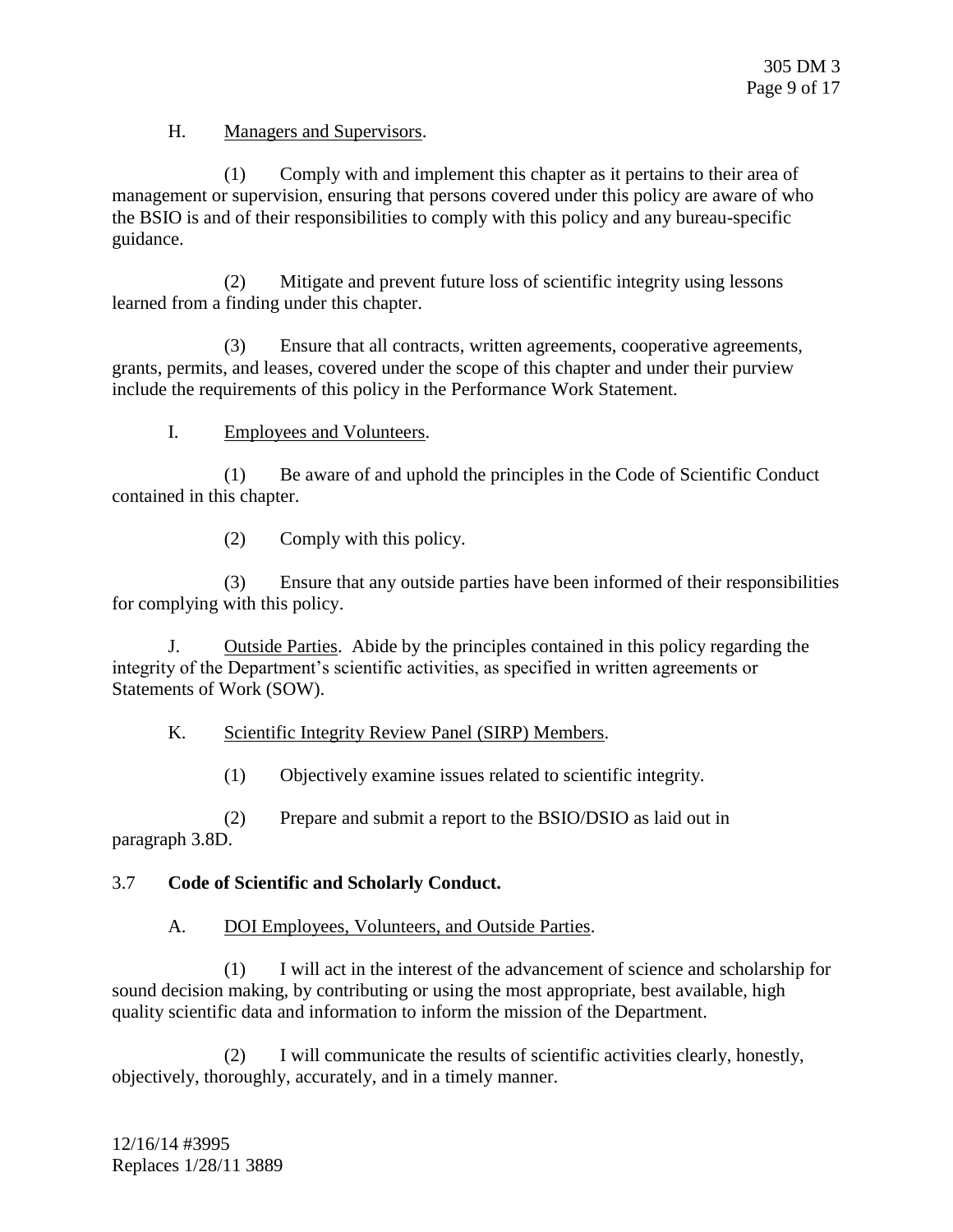H. Managers and Supervisors.

(1) Comply with and implement this chapter as it pertains to their area of management or supervision, ensuring that persons covered under this policy are aware of who the BSIO is and of their responsibilities to comply with this policy and any bureau-specific guidance.

(2) Mitigate and prevent future loss of scientific integrity using lessons learned from a finding under this chapter.

(3) Ensure that all contracts, written agreements, cooperative agreements, grants, permits, and leases, covered under the scope of this chapter and under their purview include the requirements of this policy in the Performance Work Statement.

I. Employees and Volunteers.

(1) Be aware of and uphold the principles in the Code of Scientific Conduct contained in this chapter.

(2) Comply with this policy.

(3) Ensure that any outside parties have been informed of their responsibilities for complying with this policy.

J. Outside Parties. Abide by the principles contained in this policy regarding the integrity of the Department's scientific activities, as specified in written agreements or Statements of Work (SOW).

K. Scientific Integrity Review Panel (SIRP) Members.

(1) Objectively examine issues related to scientific integrity.

(2) Prepare and submit a report to the BSIO/DSIO as laid out in paragraph 3.8D.

3.7 **Code of Scientific and Scholarly Conduct.**

A. DOI Employees, Volunteers, and Outside Parties.

(1) I will act in the interest of the advancement of science and scholarship for sound decision making, by contributing or using the most appropriate, best available, high quality scientific data and information to inform the mission of the Department.

(2) I will communicate the results of scientific activities clearly, honestly, objectively, thoroughly, accurately, and in a timely manner.

12/16/14 #3995
Replaces 1/28/11 3889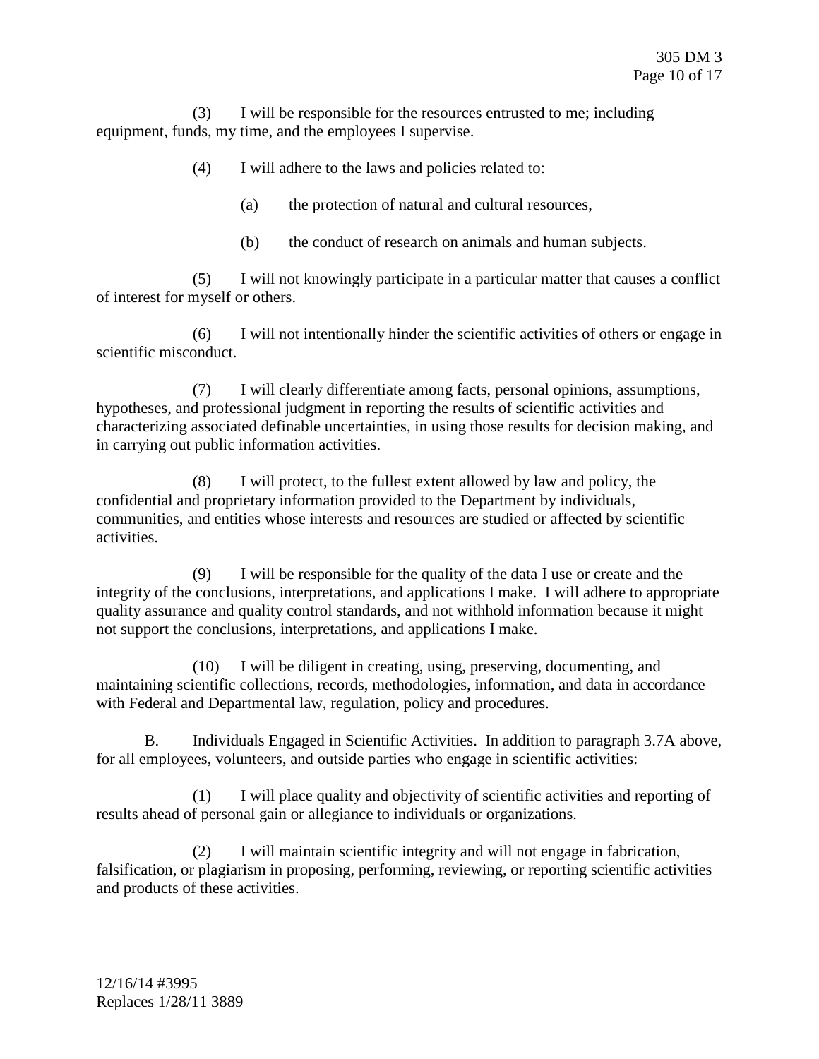(3) I will be responsible for the resources entrusted to me; including equipment, funds, my time, and the employees I supervise.

(4) I will adhere to the laws and policies related to:

(a) the protection of natural and cultural resources,

(b) the conduct of research on animals and human subjects.

(5) I will not knowingly participate in a particular matter that causes a conflict of interest for myself or others.

(6) I will not intentionally hinder the scientific activities of others or engage in scientific misconduct.

(7) I will clearly differentiate among facts, personal opinions, assumptions, hypotheses, and professional judgment in reporting the results of scientific activities and characterizing associated definable uncertainties, in using those results for decision making, and in carrying out public information activities.

(8) I will protect, to the fullest extent allowed by law and policy, the confidential and proprietary information provided to the Department by individuals, communities, and entities whose interests and resources are studied or affected by scientific activities.

(9) I will be responsible for the quality of the data I use or create and the integrity of the conclusions, interpretations, and applications I make. I will adhere to appropriate quality assurance and quality control standards, and not withhold information because it might not support the conclusions, interpretations, and applications I make.

(10) I will be diligent in creating, using, preserving, documenting, and maintaining scientific collections, records, methodologies, information, and data in accordance with Federal and Departmental law, regulation, policy and procedures.

B. Individuals Engaged in Scientific Activities. In addition to paragraph 3.7A above, for all employees, volunteers, and outside parties who engage in scientific activities:

(1) I will place quality and objectivity of scientific activities and reporting of results ahead of personal gain or allegiance to individuals or organizations.

(2) I will maintain scientific integrity and will not engage in fabrication, falsification, or plagiarism in proposing, performing, reviewing, or reporting scientific activities and products of these activities.

12/16/14 #3995
Replaces 1/28/11 3889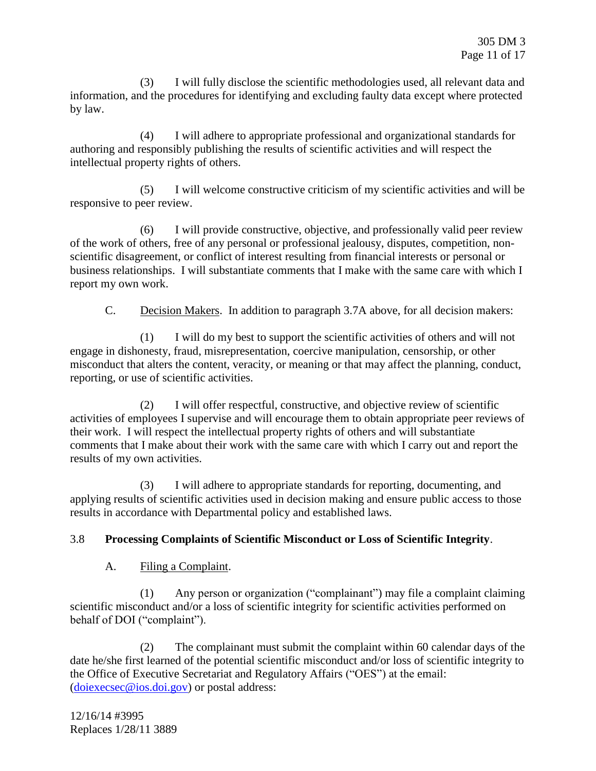(3) I will fully disclose the scientific methodologies used, all relevant data and information, and the procedures for identifying and excluding faulty data except where protected by law.

(4) I will adhere to appropriate professional and organizational standards for authoring and responsibly publishing the results of scientific activities and will respect the intellectual property rights of others.

(5) I will welcome constructive criticism of my scientific activities and will be responsive to peer review.

(6) I will provide constructive, objective, and professionally valid peer review of the work of others, free of any personal or professional jealousy, disputes, competition, non-scientific disagreement, or conflict of interest resulting from financial interests or personal or business relationships. I will substantiate comments that I make with the same care with which I report my own work.

C. Decision Makers. In addition to paragraph 3.7A above, for all decision makers:

(1) I will do my best to support the scientific activities of others and will not engage in dishonesty, fraud, misrepresentation, coercive manipulation, censorship, or other misconduct that alters the content, veracity, or meaning or that may affect the planning, conduct, reporting, or use of scientific activities.

(2) I will offer respectful, constructive, and objective review of scientific activities of employees I supervise and will encourage them to obtain appropriate peer reviews of their work. I will respect the intellectual property rights of others and will substantiate comments that I make about their work with the same care with which I carry out and report the results of my own activities.

(3) I will adhere to appropriate standards for reporting, documenting, and applying results of scientific activities used in decision making and ensure public access to those results in accordance with Departmental policy and established laws.

**3.8 Processing Complaints of Scientific Misconduct or Loss of Scientific Integrity**.

A. Filing a Complaint.

(1) Any person or organization ("complainant") may file a complaint claiming scientific misconduct and/or a loss of scientific integrity for scientific activities performed on behalf of DOI ("complaint").

(2) The complainant must submit the complaint within 60 calendar days of the date he/she first learned of the potential scientific misconduct and/or loss of scientific integrity to the Office of Executive Secretariat and Regulatory Affairs ("OES") at the email: (doiexecsec@ios.doi.gov) or postal address:

12/16/14 #3995
Replaces 1/28/11 3889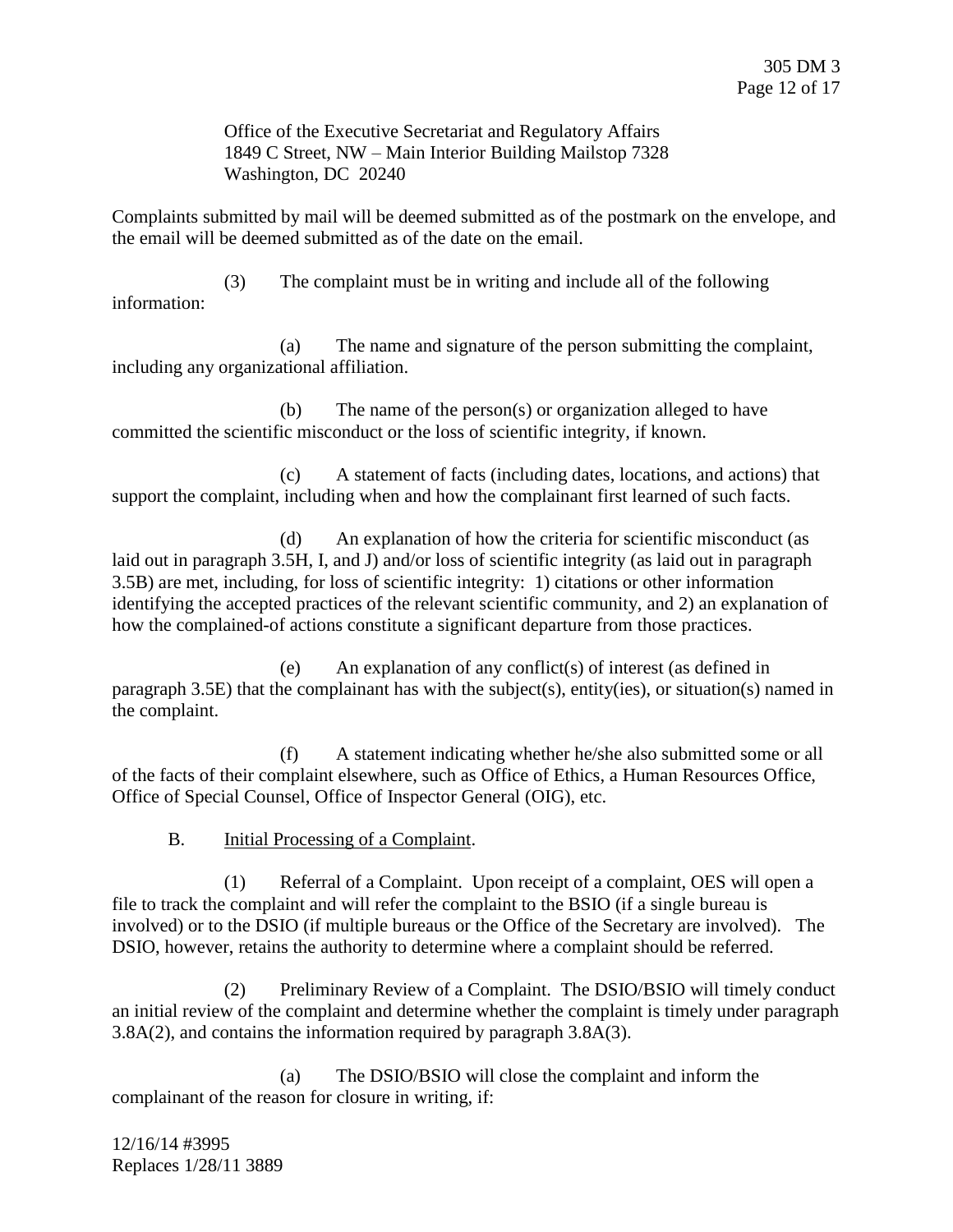Office of the Executive Secretariat and Regulatory Affairs
1849 C Street, NW – Main Interior Building Mailstop 7328
Washington, DC 20240

Complaints submitted by mail will be deemed submitted as of the postmark on the envelope, and the email will be deemed submitted as of the date on the email.

(3) The complaint must be in writing and include all of the following information:

(a) The name and signature of the person submitting the complaint, including any organizational affiliation.

(b) The name of the person(s) or organization alleged to have committed the scientific misconduct or the loss of scientific integrity, if known.

(c) A statement of facts (including dates, locations, and actions) that support the complaint, including when and how the complainant first learned of such facts.

(d) An explanation of how the criteria for scientific misconduct (as laid out in paragraph 3.5H, I, and J) and/or loss of scientific integrity (as laid out in paragraph 3.5B) are met, including, for loss of scientific integrity: 1) citations or other information identifying the accepted practices of the relevant scientific community, and 2) an explanation of how the complained-of actions constitute a significant departure from those practices.

(e) An explanation of any conflict(s) of interest (as defined in paragraph 3.5E) that the complainant has with the subject(s), entity(ies), or situation(s) named in the complaint.

(f) A statement indicating whether he/she also submitted some or all of the facts of their complaint elsewhere, such as Office of Ethics, a Human Resources Office, Office of Special Counsel, Office of Inspector General (OIG), etc.

B. Initial Processing of a Complaint.

(1) Referral of a Complaint. Upon receipt of a complaint, OES will open a file to track the complaint and will refer the complaint to the BSIO (if a single bureau is involved) or to the DSIO (if multiple bureaus or the Office of the Secretary are involved). The DSIO, however, retains the authority to determine where a complaint should be referred.

(2) Preliminary Review of a Complaint. The DSIO/BSIO will timely conduct an initial review of the complaint and determine whether the complaint is timely under paragraph 3.8A(2), and contains the information required by paragraph 3.8A(3).

(a) The DSIO/BSIO will close the complaint and inform the complainant of the reason for closure in writing, if:

12/16/14 #3995
Replaces 1/28/11 3889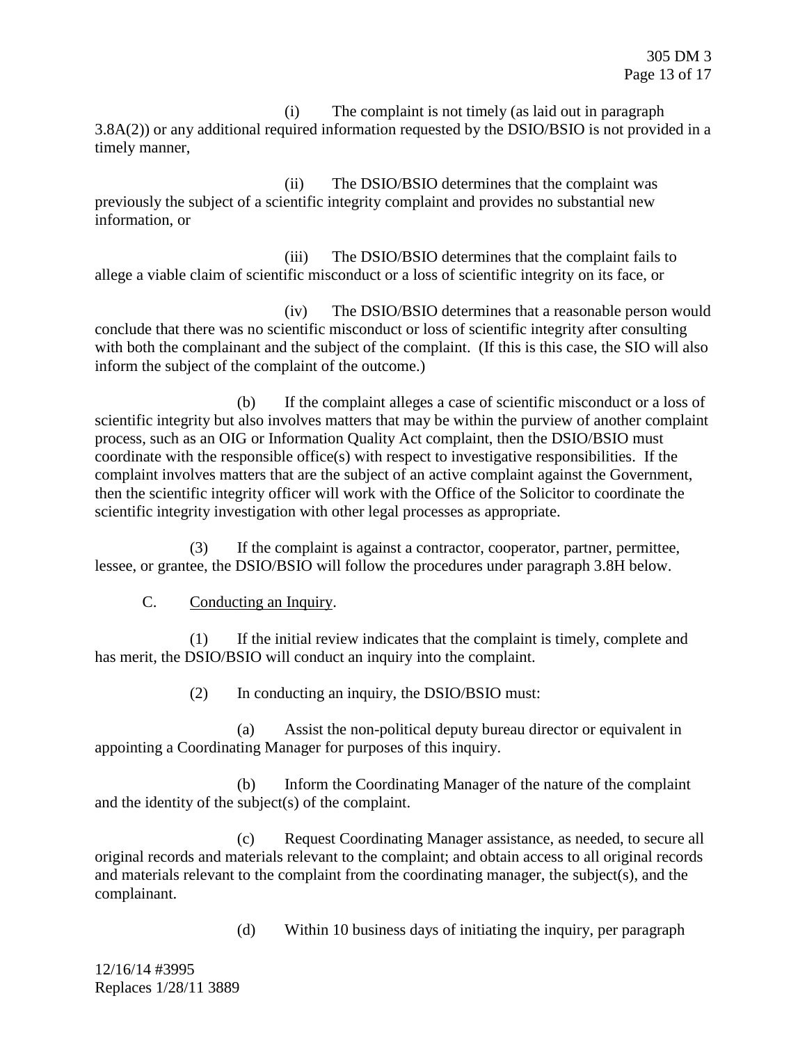(i) The complaint is not timely (as laid out in paragraph 3.8A(2)) or any additional required information requested by the DSIO/BSIO is not provided in a timely manner,

(ii) The DSIO/BSIO determines that the complaint was previously the subject of a scientific integrity complaint and provides no substantial new information, or

(iii) The DSIO/BSIO determines that the complaint fails to allege a viable claim of scientific misconduct or a loss of scientific integrity on its face, or

(iv) The DSIO/BSIO determines that a reasonable person would conclude that there was no scientific misconduct or loss of scientific integrity after consulting with both the complainant and the subject of the complaint. (If this is this case, the SIO will also inform the subject of the complaint of the outcome.)

(b) If the complaint alleges a case of scientific misconduct or a loss of scientific integrity but also involves matters that may be within the purview of another complaint process, such as an OIG or Information Quality Act complaint, then the DSIO/BSIO must coordinate with the responsible office(s) with respect to investigative responsibilities. If the complaint involves matters that are the subject of an active complaint against the Government, then the scientific integrity officer will work with the Office of the Solicitor to coordinate the scientific integrity investigation with other legal processes as appropriate.

(3) If the complaint is against a contractor, cooperator, partner, permittee, lessee, or grantee, the DSIO/BSIO will follow the procedures under paragraph 3.8H below.

C. Conducting an Inquiry.

(1) If the initial review indicates that the complaint is timely, complete and has merit, the DSIO/BSIO will conduct an inquiry into the complaint.

(2) In conducting an inquiry, the DSIO/BSIO must:

(a) Assist the non-political deputy bureau director or equivalent in appointing a Coordinating Manager for purposes of this inquiry.

(b) Inform the Coordinating Manager of the nature of the complaint and the identity of the subject(s) of the complaint.

(c) Request Coordinating Manager assistance, as needed, to secure all original records and materials relevant to the complaint; and obtain access to all original records and materials relevant to the complaint from the coordinating manager, the subject(s), and the complainant.

(d) Within 10 business days of initiating the inquiry, per paragraph

12/16/14 #3995
Replaces 1/28/11 3889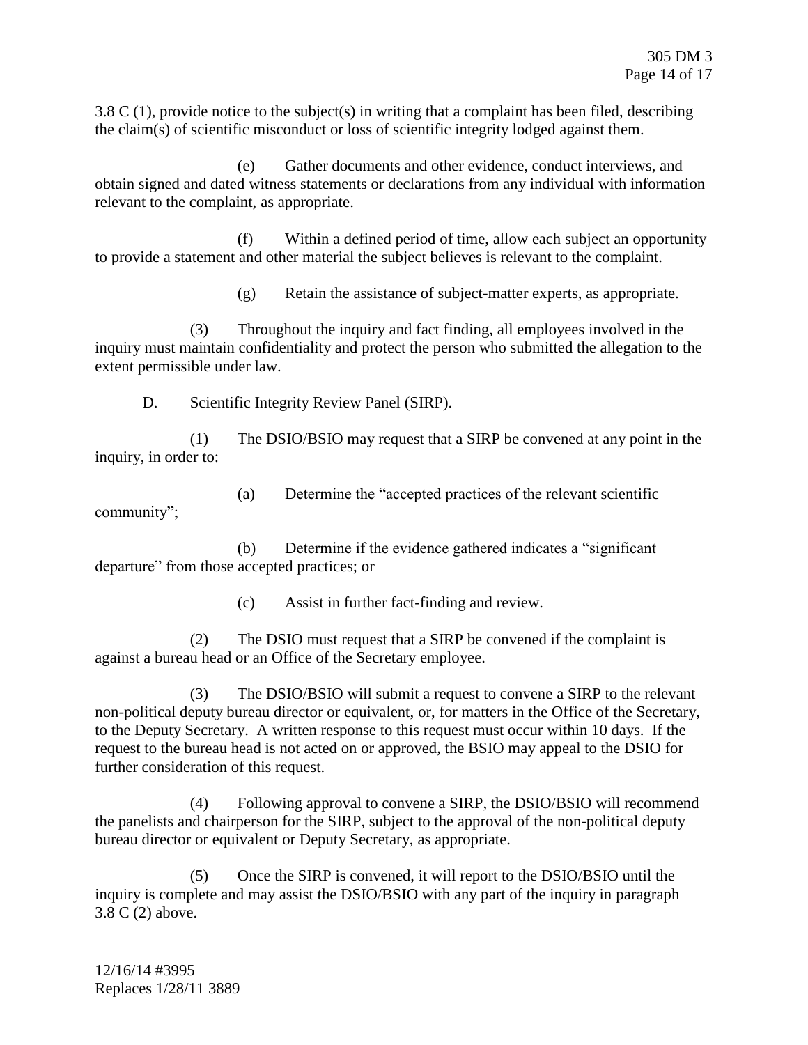3.8 C (1), provide notice to the subject(s) in writing that a complaint has been filed, describing the claim(s) of scientific misconduct or loss of scientific integrity lodged against them.

(e) Gather documents and other evidence, conduct interviews, and obtain signed and dated witness statements or declarations from any individual with information relevant to the complaint, as appropriate.

(f) Within a defined period of time, allow each subject an opportunity to provide a statement and other material the subject believes is relevant to the complaint.

(g) Retain the assistance of subject-matter experts, as appropriate.

(3) Throughout the inquiry and fact finding, all employees involved in the inquiry must maintain confidentiality and protect the person who submitted the allegation to the extent permissible under law.

D. Scientific Integrity Review Panel (SIRP).

(1) The DSIO/BSIO may request that a SIRP be convened at any point in the inquiry, in order to:

(a) Determine the "accepted practices of the relevant scientific community";

(b) Determine if the evidence gathered indicates a "significant departure" from those accepted practices; or

(c) Assist in further fact-finding and review.

(2) The DSIO must request that a SIRP be convened if the complaint is against a bureau head or an Office of the Secretary employee.

(3) The DSIO/BSIO will submit a request to convene a SIRP to the relevant non-political deputy bureau director or equivalent, or, for matters in the Office of the Secretary, to the Deputy Secretary. A written response to this request must occur within 10 days. If the request to the bureau head is not acted on or approved, the BSIO may appeal to the DSIO for further consideration of this request.

(4) Following approval to convene a SIRP, the DSIO/BSIO will recommend the panelists and chairperson for the SIRP, subject to the approval of the non-political deputy bureau director or equivalent or Deputy Secretary, as appropriate.

(5) Once the SIRP is convened, it will report to the DSIO/BSIO until the inquiry is complete and may assist the DSIO/BSIO with any part of the inquiry in paragraph 3.8 C (2) above.

12/16/14 #3995
Replaces 1/28/11 3889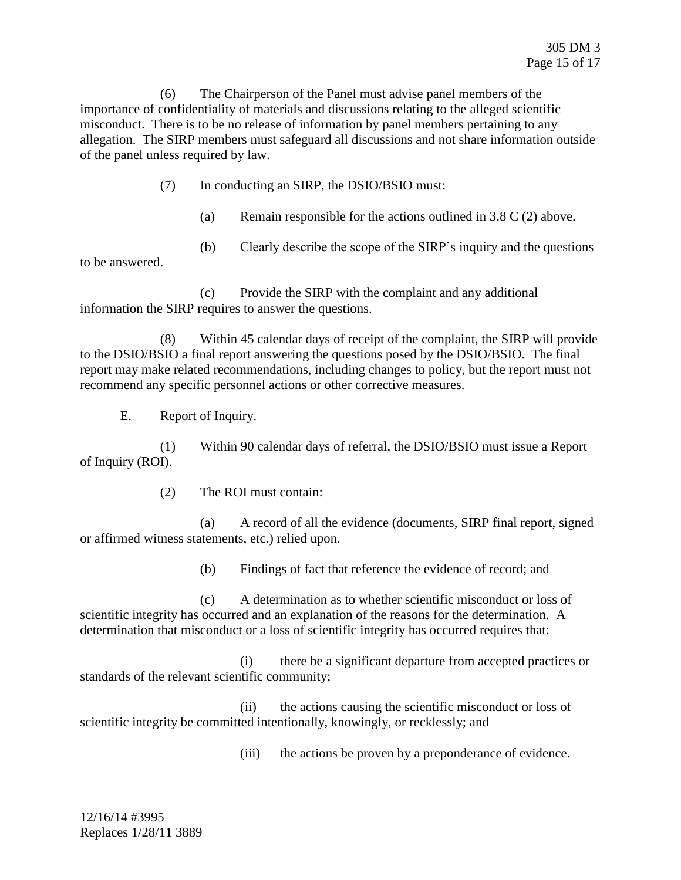(6) The Chairperson of the Panel must advise panel members of the importance of confidentiality of materials and discussions relating to the alleged scientific misconduct. There is to be no release of information by panel members pertaining to any allegation. The SIRP members must safeguard all discussions and not share information outside of the panel unless required by law.

(7) In conducting an SIRP, the DSIO/BSIO must:

(a) Remain responsible for the actions outlined in 3.8 C (2) above.

(b) Clearly describe the scope of the SIRP's inquiry and the questions to be answered.

(c) Provide the SIRP with the complaint and any additional information the SIRP requires to answer the questions.

(8) Within 45 calendar days of receipt of the complaint, the SIRP will provide to the DSIO/BSIO a final report answering the questions posed by the DSIO/BSIO. The final report may make related recommendations, including changes to policy, but the report must not recommend any specific personnel actions or other corrective measures.

E. <u>Report of Inquiry</u>.

(1) Within 90 calendar days of referral, the DSIO/BSIO must issue a Report of Inquiry (ROI).

(2) The ROI must contain:

(a) A record of all the evidence (documents, SIRP final report, signed or affirmed witness statements, etc.) relied upon.

(b) Findings of fact that reference the evidence of record; and

(c) A determination as to whether scientific misconduct or loss of scientific integrity has occurred and an explanation of the reasons for the determination. A determination that misconduct or a loss of scientific integrity has occurred requires that:

(i) there be a significant departure from accepted practices or standards of the relevant scientific community;

(ii) the actions causing the scientific misconduct or loss of scientific integrity be committed intentionally, knowingly, or recklessly; and

(iii) the actions be proven by a preponderance of evidence.

12/16/14 #3995
Replaces 1/28/11 3889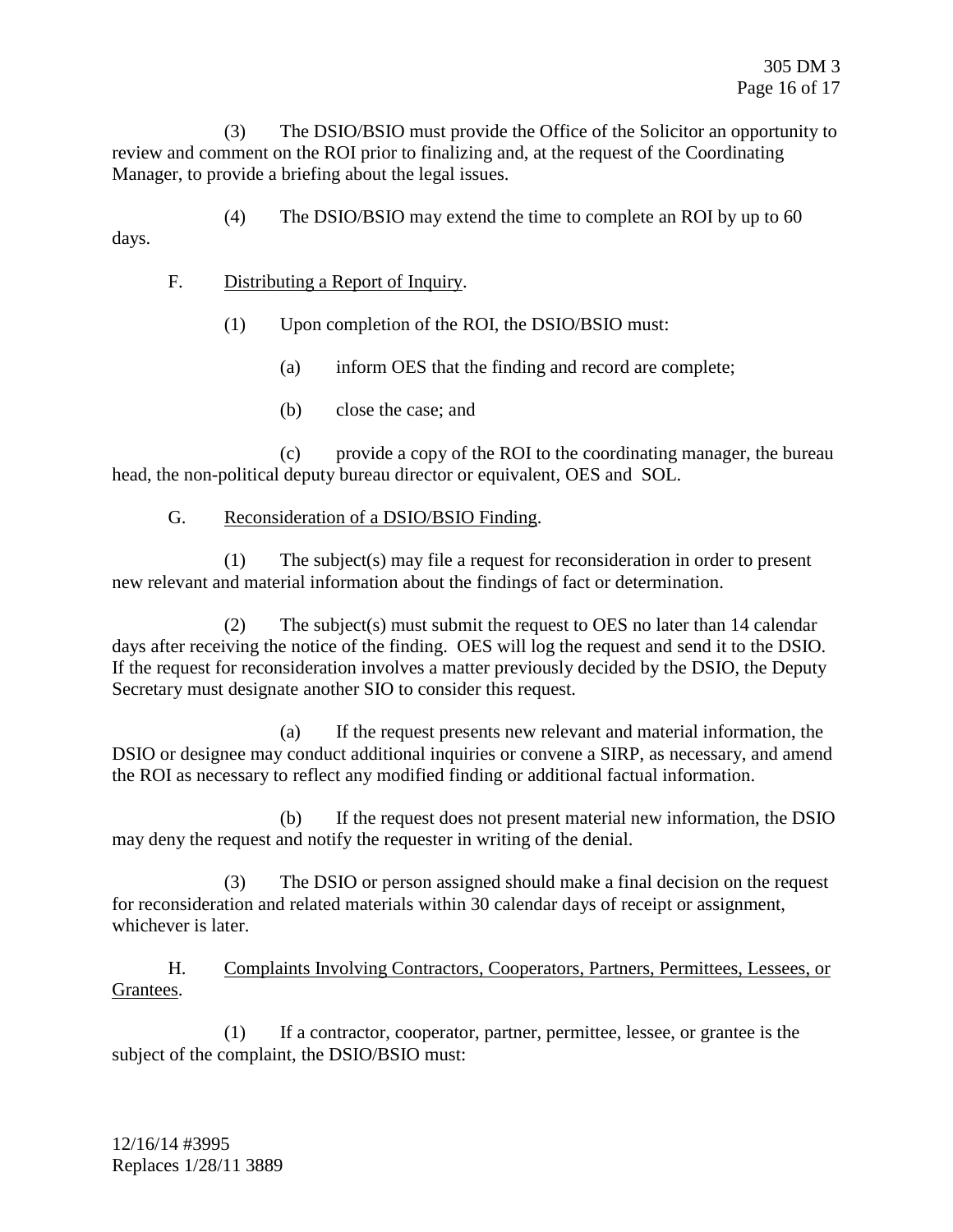(3) The DSIO/BSIO must provide the Office of the Solicitor an opportunity to review and comment on the ROI prior to finalizing and, at the request of the Coordinating Manager, to provide a briefing about the legal issues.

(4) The DSIO/BSIO may extend the time to complete an ROI by up to 60 days.

F. Distributing a Report of Inquiry.

(1) Upon completion of the ROI, the DSIO/BSIO must:

(a) inform OES that the finding and record are complete;

(b) close the case; and

(c) provide a copy of the ROI to the coordinating manager, the bureau head, the non-political deputy bureau director or equivalent, OES and SOL.

G. Reconsideration of a DSIO/BSIO Finding.

(1) The subject(s) may file a request for reconsideration in order to present new relevant and material information about the findings of fact or determination.

(2) The subject(s) must submit the request to OES no later than 14 calendar days after receiving the notice of the finding. OES will log the request and send it to the DSIO. If the request for reconsideration involves a matter previously decided by the DSIO, the Deputy Secretary must designate another SIO to consider this request.

(a) If the request presents new relevant and material information, the DSIO or designee may conduct additional inquiries or convene a SIRP, as necessary, and amend the ROI as necessary to reflect any modified finding or additional factual information.

(b) If the request does not present material new information, the DSIO may deny the request and notify the requester in writing of the denial.

(3) The DSIO or person assigned should make a final decision on the request for reconsideration and related materials within 30 calendar days of receipt or assignment, whichever is later.

H. Complaints Involving Contractors, Cooperators, Partners, Permittees, Lessees, or Grantees.

(1) If a contractor, cooperator, partner, permittee, lessee, or grantee is the subject of the complaint, the DSIO/BSIO must: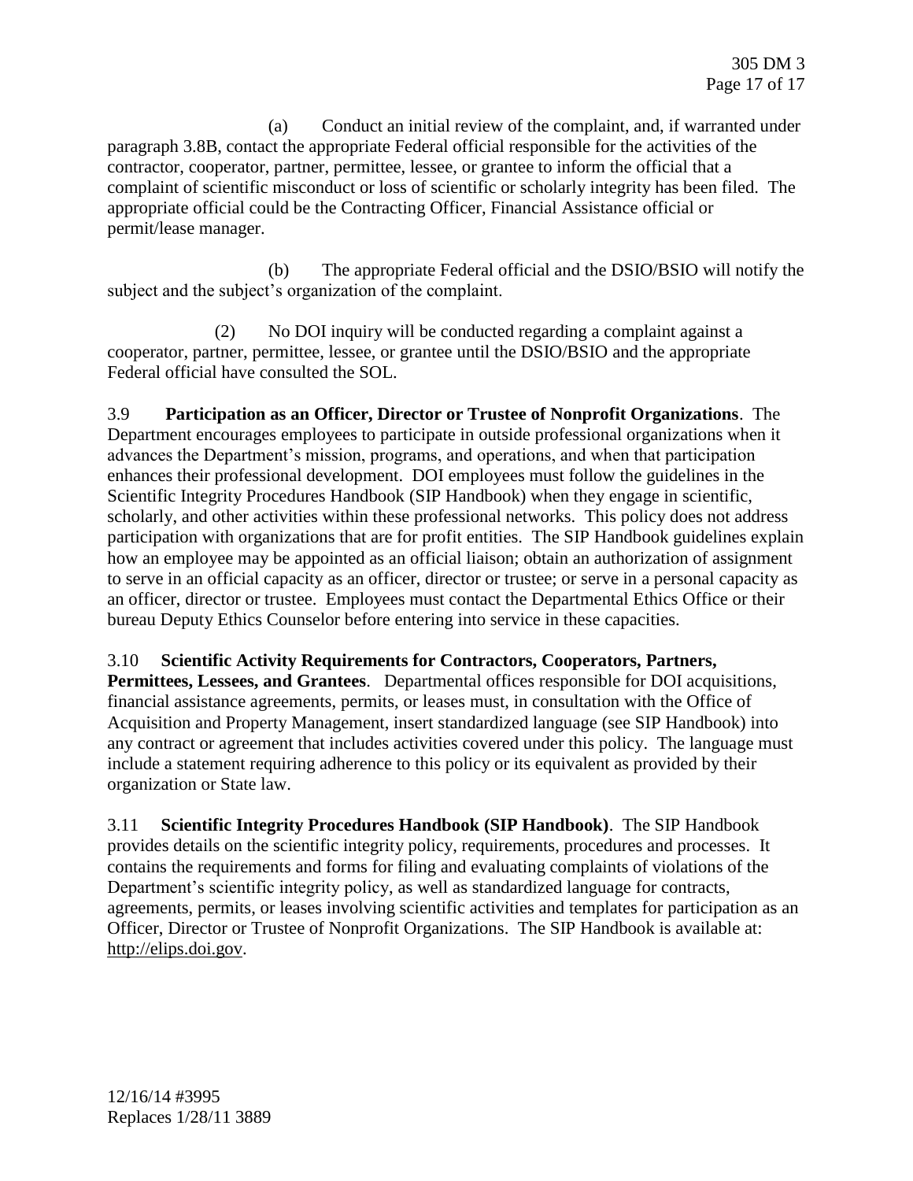(a) Conduct an initial review of the complaint, and, if warranted under paragraph 3.8B, contact the appropriate Federal official responsible for the activities of the contractor, cooperator, partner, permittee, lessee, or grantee to inform the official that a complaint of scientific misconduct or loss of scientific or scholarly integrity has been filed. The appropriate official could be the Contracting Officer, Financial Assistance official or permit/lease manager.

(b) The appropriate Federal official and the DSIO/BSIO will notify the subject and the subject's organization of the complaint.

(2) No DOI inquiry will be conducted regarding a complaint against a cooperator, partner, permittee, lessee, or grantee until the DSIO/BSIO and the appropriate Federal official have consulted the SOL.

3.9 **Participation as an Officer, Director or Trustee of Nonprofit Organizations**. The Department encourages employees to participate in outside professional organizations when it advances the Department's mission, programs, and operations, and when that participation enhances their professional development. DOI employees must follow the guidelines in the Scientific Integrity Procedures Handbook (SIP Handbook) when they engage in scientific, scholarly, and other activities within these professional networks. This policy does not address participation with organizations that are for profit entities. The SIP Handbook guidelines explain how an employee may be appointed as an official liaison; obtain an authorization of assignment to serve in an official capacity as an officer, director or trustee; or serve in a personal capacity as an officer, director or trustee. Employees must contact the Departmental Ethics Office or their bureau Deputy Ethics Counselor before entering into service in these capacities.

3.10 **Scientific Activity Requirements for Contractors, Cooperators, Partners, Permittees, Lessees, and Grantees**. Departmental offices responsible for DOI acquisitions, financial assistance agreements, permits, or leases must, in consultation with the Office of Acquisition and Property Management, insert standardized language (see SIP Handbook) into any contract or agreement that includes activities covered under this policy. The language must include a statement requiring adherence to this policy or its equivalent as provided by their organization or State law.

3.11 **Scientific Integrity Procedures Handbook (SIP Handbook)**. The SIP Handbook provides details on the scientific integrity policy, requirements, procedures and processes. It contains the requirements and forms for filing and evaluating complaints of violations of the Department's scientific integrity policy, as well as standardized language for contracts, agreements, permits, or leases involving scientific activities and templates for participation as an Officer, Director or Trustee of Nonprofit Organizations. The SIP Handbook is available at: http://elips.doi.gov.